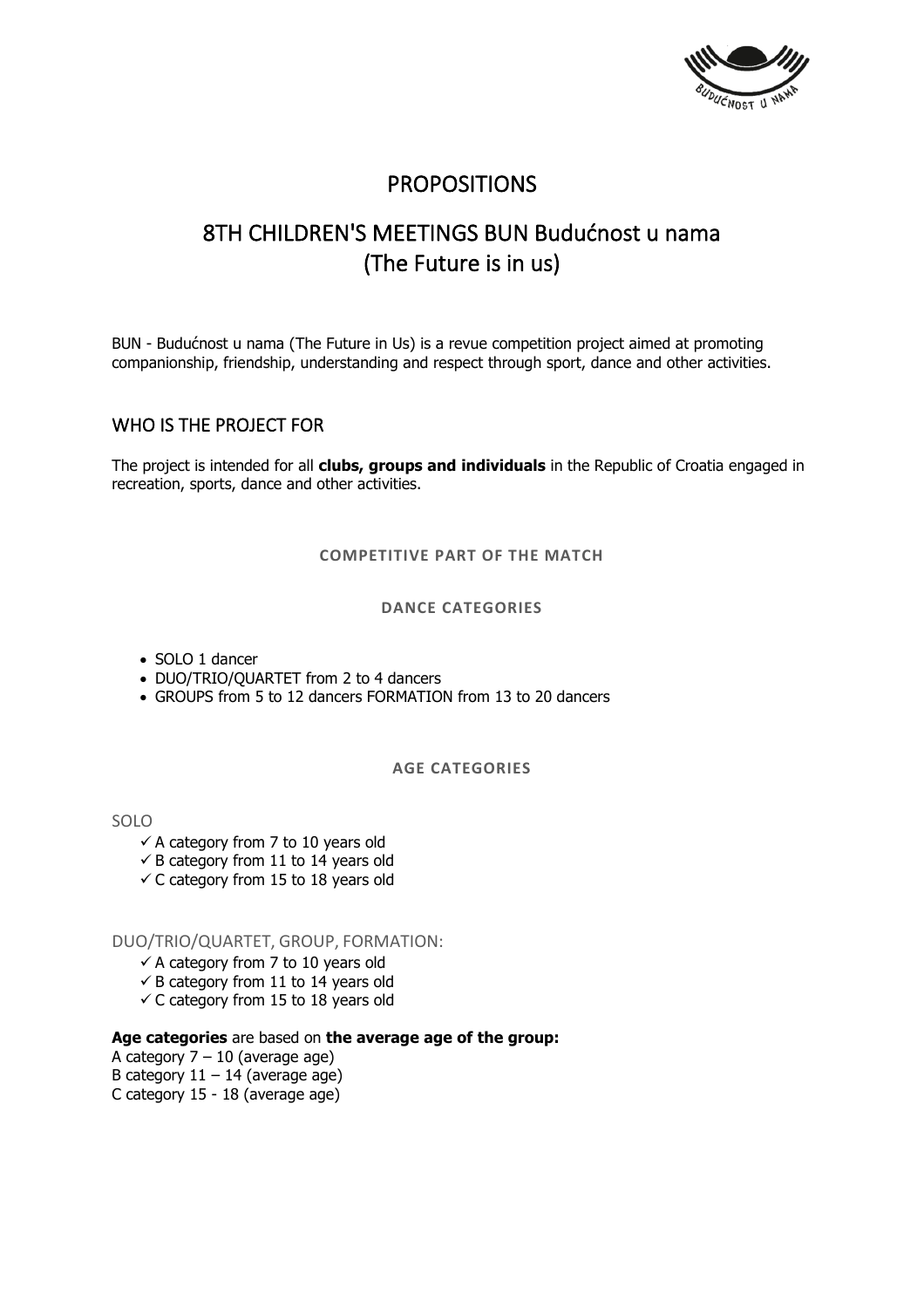# PROPOSITIONS

# 8TH CHILDREN'S MEETINGS BUN Budućnost u nama (The Future is in us)

BUN - Budućnost u nama (The Future in Us) is a revue competition project aimed at promoting companionship, friendship, understanding and respect through sport, dance and other activities.

## WHO IS THE PROJECT FOR

The project is intended for all **clubs, groups and individuals** in the Republic of Croatia engaged in recreation, sports, dance and other activities.

### COMPETITIVE PART OF THE MATCH

### DANCE CATEGORIES

- SOLO 1 dancer
- DUO/TRIO/QUARTET from 2 to 4 dancers
- GROUPS from 5 to 12 dancers FORMATION from 13 to 20 dancers

### AGE CATEGORIES

SOLO

- ✓ A category from 7 to 10 years old
- ✓ B category from 11 to 14 years old
- ✓ C category from 15 to 18 years old

DUO/TRIO/QUARTET, GROUP, FORMATION:

- ✓ A category from 7 to 10 years old
- ✓ B category from 11 to 14 years old
- ✓ C category from 15 to 18 years old

**Age categories** are based on **the average age of the group:**
A category 7 – 10 (average age)
B category 11 – 14 (average age)
C category 15 - 18 (average age)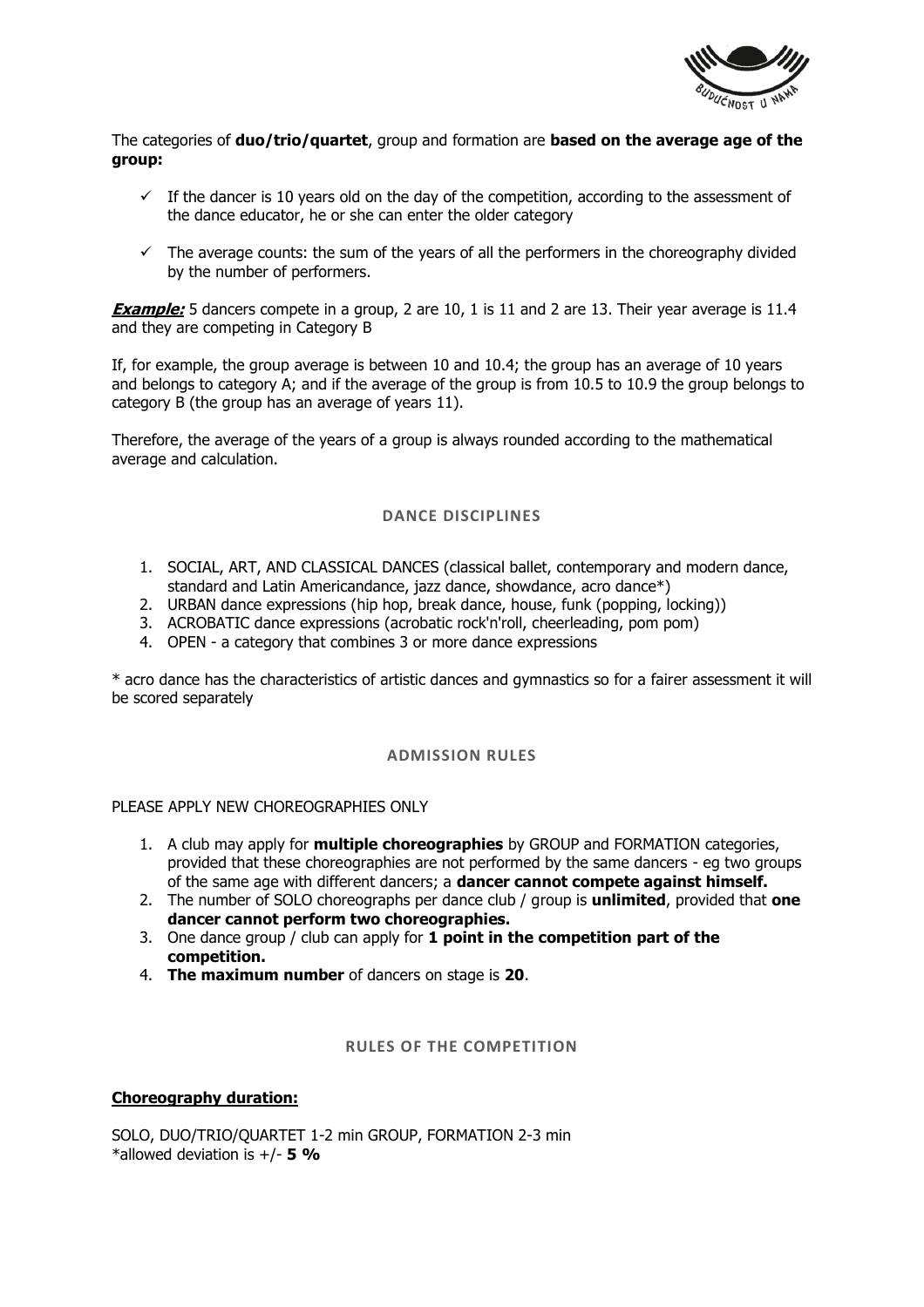The categories of **duo/trio/quartet**, group and formation are **based on the average age of the group:**

- ✓ If the dancer is 10 years old on the day of the competition, according to the assessment of the dance educator, he or she can enter the older category
- ✓ The average counts: the sum of the years of all the performers in the choreography divided by the number of performers.

***Example:*** 5 dancers compete in a group, 2 are 10, 1 is 11 and 2 are 13. Their year average is 11.4 and they are competing in Category B

If, for example, the group average is between 10 and 10.4; the group has an average of 10 years and belongs to category A; and if the average of the group is from 10.5 to 10.9 the group belongs to category B (the group has an average of years 11).

Therefore, the average of the years of a group is always rounded according to the mathematical average and calculation.

## DANCE DISCIPLINES

1. SOCIAL, ART, AND CLASSICAL DANCES (classical ballet, contemporary and modern dance, standard and Latin Americandance, jazz dance, showdance, acro dance*)
2. URBAN dance expressions (hip hop, break dance, house, funk (popping, locking))
3. ACROBATIC dance expressions (acrobatic rock'n'roll, cheerleading, pom pom)
4. OPEN - a category that combines 3 or more dance expressions

* acro dance has the characteristics of artistic dances and gymnastics so for a fairer assessment it will be scored separately

## ADMISSION RULES

PLEASE APPLY NEW CHOREOGRAPHIES ONLY

1. A club may apply for **multiple choreographies** by GROUP and FORMATION categories, provided that these choreographies are not performed by the same dancers - eg two groups of the same age with different dancers; a **dancer cannot compete against himself.**
2. The number of SOLO choreographs per dance club / group is **unlimited**, provided that **one dancer cannot perform two choreographies.**
3. One dance group / club can apply for **1 point in the competition part of the competition.**
4. **The maximum number** of dancers on stage is **20**.

## RULES OF THE COMPETITION

**Choreography duration:**

SOLO, DUO/TRIO/QUARTET 1-2 min GROUP, FORMATION 2-3 min
*allowed deviation is +/- **5 %**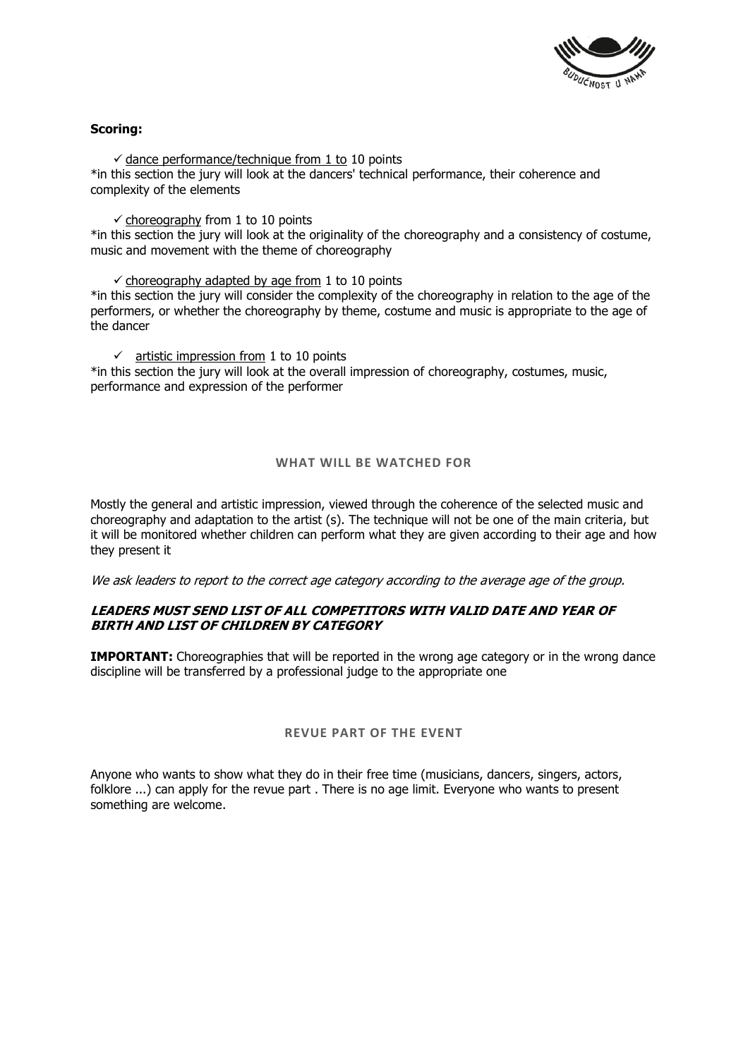**Scoring:**

- ✓ dance performance/technique from 1 to 10 points

*in this section the jury will look at the dancers' technical performance, their coherence and complexity of the elements

- ✓ choreography from 1 to 10 points

*in this section the jury will look at the originality of the choreography and a consistency of costume, music and movement with the theme of choreography

- ✓ choreography adapted by age from 1 to 10 points

*in this section the jury will consider the complexity of the choreography in relation to the age of the performers, or whether the choreography by theme, costume and music is appropriate to the age of the dancer

- ✓ artistic impression from 1 to 10 points

*in this section the jury will look at the overall impression of choreography, costumes, music, performance and expression of the performer

## WHAT WILL BE WATCHED FOR

Mostly the general and artistic impression, viewed through the coherence of the selected music and choreography and adaptation to the artist (s). The technique will not be one of the main criteria, but it will be monitored whether children can perform what they are given according to their age and how they present it

*We ask leaders to report to the correct age category according to the average age of the group.*

***LEADERS MUST SEND LIST OF ALL COMPETITORS WITH VALID DATE AND YEAR OF BIRTH AND LIST OF CHILDREN BY CATEGORY***

**IMPORTANT:** Choreographies that will be reported in the wrong age category or in the wrong dance discipline will be transferred by a professional judge to the appropriate one

## REVUE PART OF THE EVENT

Anyone who wants to show what they do in their free time (musicians, dancers, singers, actors, folklore ...) can apply for the revue part . There is no age limit. Everyone who wants to present something are welcome.